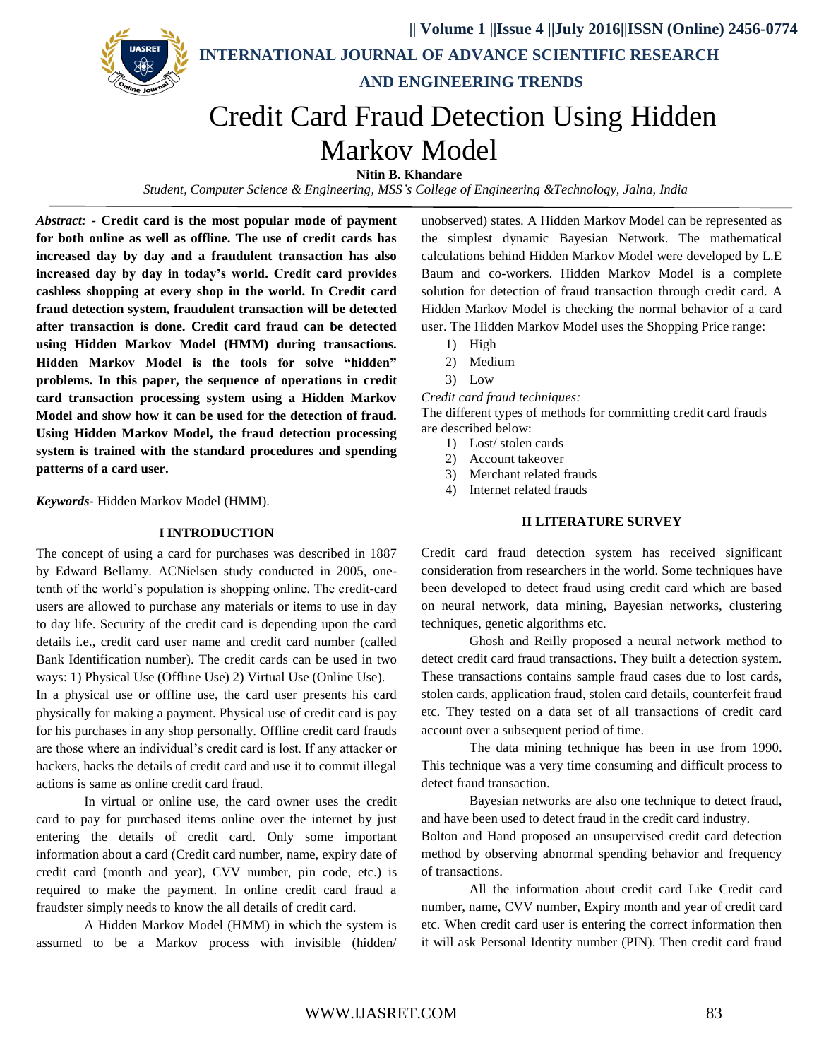# Credit Card Fraud Detection Using Hidden Markov Model

**Nitin B. Khandare**

*Student, Computer Science & Engineering, MSS's College of Engineering &Technology, Jalna, India*

***Abstract:*** **- Credit card is the most popular mode of payment for both online as well as offline. The use of credit cards has increased day by day and a fraudulent transaction has also increased day by day in today's world. Credit card provides cashless shopping at every shop in the world. In Credit card fraud detection system, fraudulent transaction will be detected after transaction is done. Credit card fraud can be detected using Hidden Markov Model (HMM) during transactions. Hidden Markov Model is the tools for solve "hidden" problems. In this paper, the sequence of operations in credit card transaction processing system using a Hidden Markov Model and show how it can be used for the detection of fraud. Using Hidden Markov Model, the fraud detection processing system is trained with the standard procedures and spending patterns of a card user.**

***Keywords-*** Hidden Markov Model (HMM).

## I INTRODUCTION

The concept of using a card for purchases was described in 1887 by Edward Bellamy. ACNielsen study conducted in 2005, one-tenth of the world's population is shopping online. The credit-card users are allowed to purchase any materials or items to use in day to day life. Security of the credit card is depending upon the card details i.e., credit card user name and credit card number (called Bank Identification number). The credit cards can be used in two ways: 1) Physical Use (Offline Use) 2) Virtual Use (Online Use).

In a physical use or offline use, the card user presents his card physically for making a payment. Physical use of credit card is pay for his purchases in any shop personally. Offline credit card frauds are those where an individual's credit card is lost. If any attacker or hackers, hacks the details of credit card and use it to commit illegal actions is same as online credit card fraud.

In virtual or online use, the card owner uses the credit card to pay for purchased items online over the internet by just entering the details of credit card. Only some important information about a card (Credit card number, name, expiry date of credit card (month and year), CVV number, pin code, etc.) is required to make the payment. In online credit card fraud a fraudster simply needs to know the all details of credit card.

A Hidden Markov Model (HMM) in which the system is assumed to be a Markov process with invisible (hidden/ unobserved) states. A Hidden Markov Model can be represented as the simplest dynamic Bayesian Network. The mathematical calculations behind Hidden Markov Model were developed by L.E Baum and co-workers. Hidden Markov Model is a complete solution for detection of fraud transaction through credit card. A Hidden Markov Model is checking the normal behavior of a card user. The Hidden Markov Model uses the Shopping Price range:

1) High
2) Medium
3) Low

*Credit card fraud techniques:*

The different types of methods for committing credit card frauds are described below:

1) Lost/ stolen cards
2) Account takeover
3) Merchant related frauds
4) Internet related frauds

## II LITERATURE SURVEY

Credit card fraud detection system has received significant consideration from researchers in the world. Some techniques have been developed to detect fraud using credit card which are based on neural network, data mining, Bayesian networks, clustering techniques, genetic algorithms etc.

Ghosh and Reilly proposed a neural network method to detect credit card fraud transactions. They built a detection system. These transactions contains sample fraud cases due to lost cards, stolen cards, application fraud, stolen card details, counterfeit fraud etc. They tested on a data set of all transactions of credit card account over a subsequent period of time.

The data mining technique has been in use from 1990. This technique was a very time consuming and difficult process to detect fraud transaction.

Bayesian networks are also one technique to detect fraud, and have been used to detect fraud in the credit card industry.

Bolton and Hand proposed an unsupervised credit card detection method by observing abnormal spending behavior and frequency of transactions.

All the information about credit card Like Credit card number, name, CVV number, Expiry month and year of credit card etc. When credit card user is entering the correct information then it will ask Personal Identity number (PIN). Then credit card fraud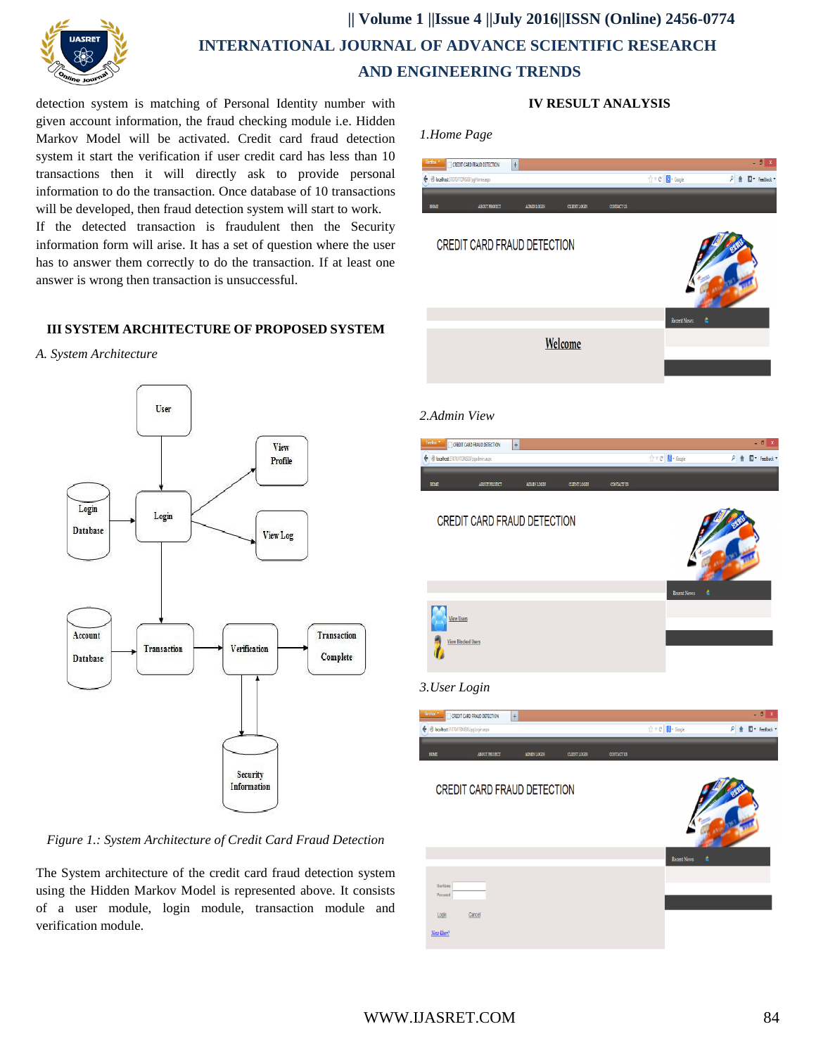detection system is matching of Personal Identity number with given account information, the fraud checking module i.e. Hidden Markov Model will be activated. Credit card fraud detection system it start the verification if user credit card has less than 10 transactions then it will directly ask to provide personal information to do the transaction. Once database of 10 transactions will be developed, then fraud detection system will start to work.

If the detected transaction is fraudulent then the Security information form will arise. It has a set of question where the user has to answer them correctly to do the transaction. If at least one answer is wrong then transaction is unsuccessful.

## III SYSTEM ARCHITECTURE OF PROPOSED SYSTEM

*A. System Architecture*

*Figure 1.: System Architecture of Credit Card Fraud Detection*

The System architecture of the credit card fraud detection system using the Hidden Markov Model is represented above. It consists of a user module, login module, transaction module and verification module.

## IV RESULT ANALYSIS

*1.Home Page*

*2.Admin View*

*3.User Login*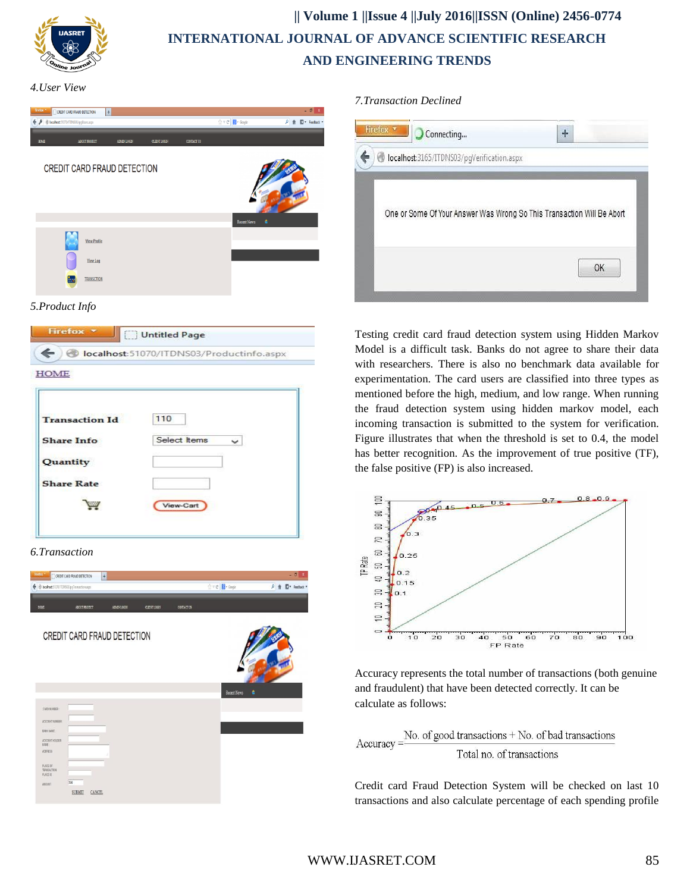4.User View

5.Product Info

6.Transaction

7.Transaction Declined

Testing credit card fraud detection system using Hidden Markov Model is a difficult task. Banks do not agree to share their data with researchers. There is also no benchmark data available for experimentation. The card users are classified into three types as mentioned before the high, medium, and low range. When running the fraud detection system using hidden markov model, each incoming transaction is submitted to the system for verification. Figure illustrates that when the threshold is set to 0.4, the model has better recognition. As the improvement of true positive (TF), the false positive (FP) is also increased.

Accuracy represents the total number of transactions (both genuine and fraudulent) that have been detected correctly. It can be calculate as follows:

$$\text{Accuracy} = \frac{\text{No. of good transactions} + \text{No. of bad transactions}}{\text{Total no. of transactions}}$$

Credit card Fraud Detection System will be checked on last 10 transactions and also calculate percentage of each spending profile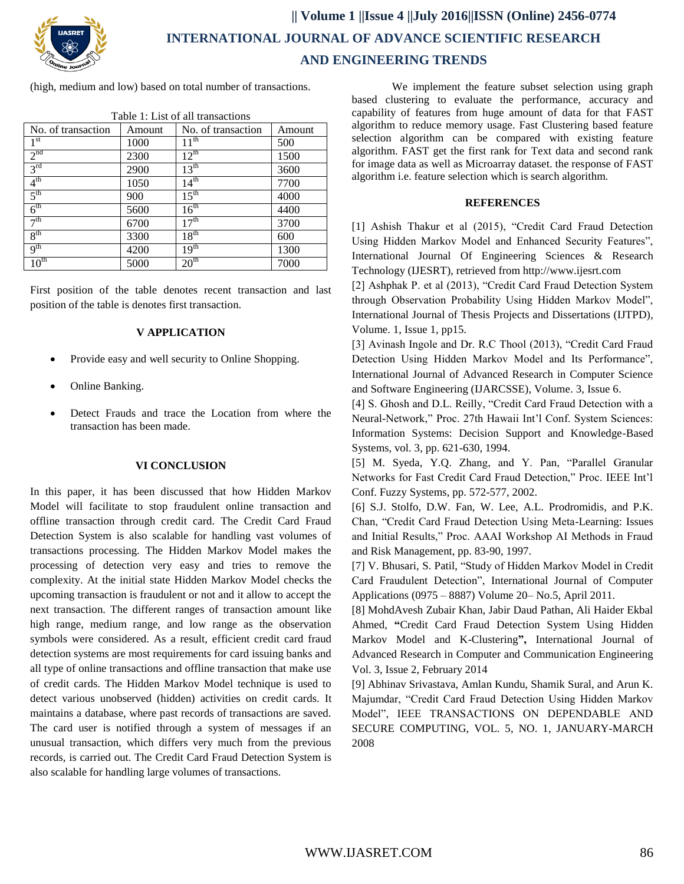(high, medium and low) based on total number of transactions.

Table 1: List of all transactions

| No. of transaction | Amount | No. of transaction | Amount |
|---|---|---|---|
| 1st | 1000 | 11th | 500 |
| 2nd | 2300 | 12th | 1500 |
| 3rd | 2900 | 13th | 3600 |
| 4th | 1050 | 14th | 7700 |
| 5th | 900 | 15th | 4000 |
| 6th | 5600 | 16th | 4400 |
| 7th | 6700 | 17th | 3700 |
| 8th | 3300 | 18th | 600 |
| 9th | 4200 | 19th | 1300 |
| 10th | 5000 | 20th | 7000 |

First position of the table denotes recent transaction and last position of the table is denotes first transaction.

## V APPLICATION

- Provide easy and well security to Online Shopping.
- Online Banking.
- Detect Frauds and trace the Location from where the transaction has been made.

## VI CONCLUSION

In this paper, it has been discussed that how Hidden Markov Model will facilitate to stop fraudulent online transaction and offline transaction through credit card. The Credit Card Fraud Detection System is also scalable for handling vast volumes of transactions processing. The Hidden Markov Model makes the processing of detection very easy and tries to remove the complexity. At the initial state Hidden Markov Model checks the upcoming transaction is fraudulent or not and it allow to accept the next transaction. The different ranges of transaction amount like high range, medium range, and low range as the observation symbols were considered. As a result, efficient credit card fraud detection systems are most requirements for card issuing banks and all type of online transactions and offline transaction that make use of credit cards. The Hidden Markov Model technique is used to detect various unobserved (hidden) activities on credit cards. It maintains a database, where past records of transactions are saved. The card user is notified through a system of messages if an unusual transaction, which differs very much from the previous records, is carried out. The Credit Card Fraud Detection System is also scalable for handling large volumes of transactions.

We implement the feature subset selection using graph based clustering to evaluate the performance, accuracy and capability of features from huge amount of data for that FAST algorithm to reduce memory usage. Fast Clustering based feature selection algorithm can be compared with existing feature algorithm. FAST get the first rank for Text data and second rank for image data as well as Microarray dataset. the response of FAST algorithm i.e. feature selection which is search algorithm.

## REFERENCES

[1] Ashish Thakur et al (2015), "Credit Card Fraud Detection Using Hidden Markov Model and Enhanced Security Features", International Journal Of Engineering Sciences & Research Technology (IJESRT), retrieved from http://www.ijesrt.com

[2] Ashphak P. et al (2013), "Credit Card Fraud Detection System through Observation Probability Using Hidden Markov Model", International Journal of Thesis Projects and Dissertations (IJTPD), Volume. 1, Issue 1, pp15.

[3] Avinash Ingole and Dr. R.C Thool (2013), "Credit Card Fraud Detection Using Hidden Markov Model and Its Performance", International Journal of Advanced Research in Computer Science and Software Engineering (IJARCSSE), Volume. 3, Issue 6.

[4] S. Ghosh and D.L. Reilly, "Credit Card Fraud Detection with a Neural-Network," Proc. 27th Hawaii Int'l Conf. System Sciences: Information Systems: Decision Support and Knowledge-Based Systems, vol. 3, pp. 621-630, 1994.

[5] M. Syeda, Y.Q. Zhang, and Y. Pan, "Parallel Granular Networks for Fast Credit Card Fraud Detection," Proc. IEEE Int'l Conf. Fuzzy Systems, pp. 572-577, 2002.

[6] S.J. Stolfo, D.W. Fan, W. Lee, A.L. Prodromidis, and P.K. Chan, "Credit Card Fraud Detection Using Meta-Learning: Issues and Initial Results," Proc. AAAI Workshop AI Methods in Fraud and Risk Management, pp. 83-90, 1997.

[7] V. Bhusari, S. Patil, "Study of Hidden Markov Model in Credit Card Fraudulent Detection", International Journal of Computer Applications (0975 – 8887) Volume 20– No.5, April 2011.

[8] MohdAvesh Zubair Khan, Jabir Daud Pathan, Ali Haider Ekbal Ahmed, **"**Credit Card Fraud Detection System Using Hidden Markov Model and K-Clustering**",** International Journal of Advanced Research in Computer and Communication Engineering Vol. 3, Issue 2, February 2014

[9] Abhinav Srivastava, Amlan Kundu, Shamik Sural, and Arun K. Majumdar, "Credit Card Fraud Detection Using Hidden Markov Model", IEEE TRANSACTIONS ON DEPENDABLE AND SECURE COMPUTING, VOL. 5, NO. 1, JANUARY-MARCH 2008